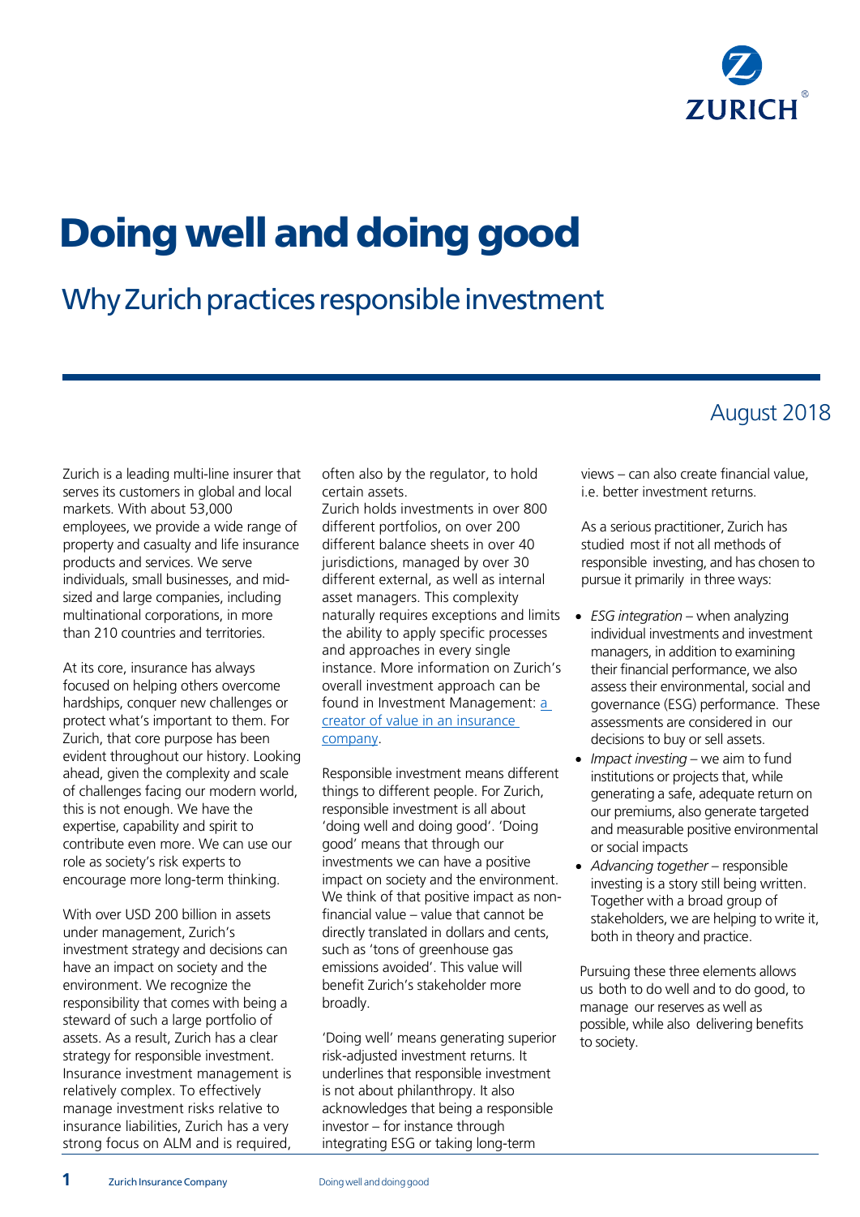# Doing well and doing good

## Why Zurich practices responsible investment

August 2018

Zurich is a leading multi-line insurer that serves its customers in global and local markets. With about 53,000 employees, we provide a wide range of property and casualty and life insurance products and services. We serve individuals, small businesses, and mid-sized and large companies, including multinational corporations, in more than 210 countries and territories.

At its core, insurance has always focused on helping others overcome hardships, conquer new challenges or protect what's important to them. For Zurich, that core purpose has been evident throughout our history. Looking ahead, given the complexity and scale of challenges facing our modern world, this is not enough. We have the expertise, capability and spirit to contribute even more. We can use our role as society's risk experts to encourage more long-term thinking.

With over USD 200 billion in assets under management, Zurich's investment strategy and decisions can have an impact on society and the environment. We recognize the responsibility that comes with being a steward of such a large portfolio of assets. As a result, Zurich has a clear strategy for responsible investment. Insurance investment management is relatively complex. To effectively manage investment risks relative to insurance liabilities, Zurich has a very strong focus on ALM and is required, often also by the regulator, to hold certain assets.
Zurich holds investments in over 800 different portfolios, on over 200 different balance sheets in over 40 jurisdictions, managed by over 30 different external, as well as internal asset managers. This complexity naturally requires exceptions and limits the ability to apply specific processes and approaches in every single instance. More information on Zurich's overall investment approach can be found in Investment Management: [a creator of value in an insurance company](#).

Responsible investment means different things to different people. For Zurich, responsible investment is all about 'doing well and doing good'. 'Doing good' means that through our investments we can have a positive impact on society and the environment. We think of that positive impact as non-financial value – value that cannot be directly translated in dollars and cents, such as 'tons of greenhouse gas emissions avoided'. This value will benefit Zurich's stakeholder more broadly.

'Doing well' means generating superior risk-adjusted investment returns. It underlines that responsible investment is not about philanthropy. It also acknowledges that being a responsible investor – for instance through integrating ESG or taking long-term views – can also create financial value, i.e. better investment returns.

As a serious practitioner, Zurich has studied most if not all methods of responsible investing, and has chosen to pursue it primarily in three ways:

- *ESG integration* – when analyzing individual investments and investment managers, in addition to examining their financial performance, we also assess their environmental, social and governance (ESG) performance. These assessments are considered in our decisions to buy or sell assets.
- *Impact investing* – we aim to fund institutions or projects that, while generating a safe, adequate return on our premiums, also generate targeted and measurable positive environmental or social impacts
- *Advancing together* – responsible investing is a story still being written. Together with a broad group of stakeholders, we are helping to write it, both in theory and practice.

Pursuing these three elements allows us both to do well and to do good, to manage our reserves as well as possible, while also delivering benefits to society.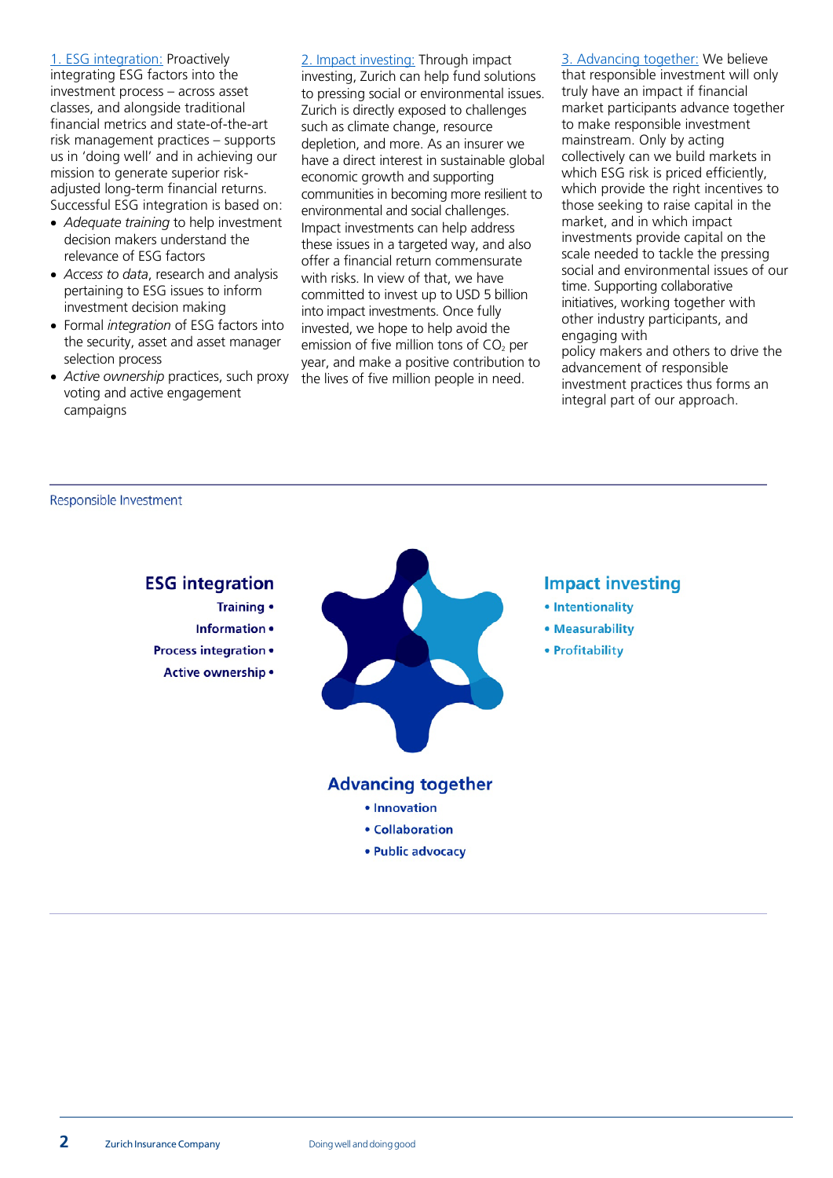1. ESG integration: Proactively integrating ESG factors into the investment process – across asset classes, and alongside traditional financial metrics and state-of-the-art risk management practices – supports us in 'doing well' and in achieving our mission to generate superior risk-adjusted long-term financial returns. Successful ESG integration is based on:

- *Adequate training* to help investment decision makers understand the relevance of ESG factors
- *Access to data*, research and analysis pertaining to ESG issues to inform investment decision making
- Formal *integration* of ESG factors into the security, asset and asset manager selection process
- *Active ownership* practices, such proxy voting and active engagement campaigns

2. Impact investing: Through impact investing, Zurich can help fund solutions to pressing social or environmental issues. Zurich is directly exposed to challenges such as climate change, resource depletion, and more. As an insurer we have a direct interest in sustainable global economic growth and supporting communities in becoming more resilient to environmental and social challenges. Impact investments can help address these issues in a targeted way, and also offer a financial return commensurate with risks. In view of that, we have committed to invest up to USD 5 billion into impact investments. Once fully invested, we hope to help avoid the emission of five million tons of $CO_2$ per year, and make a positive contribution to the lives of five million people in need.

3. Advancing together: We believe that responsible investment will only truly have an impact if financial market participants advance together to make responsible investment mainstream. Only by acting collectively can we build markets in which ESG risk is priced efficiently, which provide the right incentives to those seeking to raise capital in the market, and in which impact investments provide capital on the scale needed to tackle the pressing social and environmental issues of our time. Supporting collaborative initiatives, working together with other industry participants, and engaging with policy makers and others to drive the advancement of responsible investment practices thus forms an integral part of our approach.

Responsible Investment

**ESG integration**

- Training
- Information
- Process integration
- Active ownership

**Impact investing**

- Intentionality
- Measurability
- Profitability

**Advancing together**

- Innovation
- Collaboration
- Public advocacy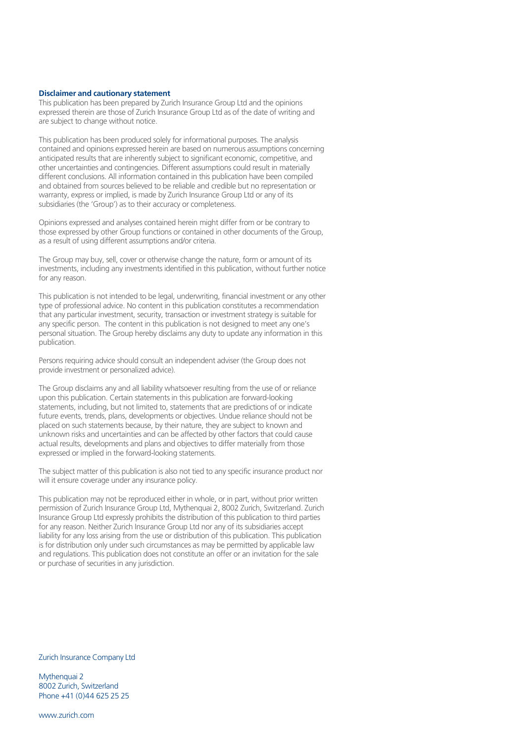**Disclaimer and cautionary statement**

This publication has been prepared by Zurich Insurance Group Ltd and the opinions expressed therein are those of Zurich Insurance Group Ltd as of the date of writing and are subject to change without notice.

This publication has been produced solely for informational purposes. The analysis contained and opinions expressed herein are based on numerous assumptions concerning anticipated results that are inherently subject to significant economic, competitive, and other uncertainties and contingencies. Different assumptions could result in materially different conclusions. All information contained in this publication have been compiled and obtained from sources believed to be reliable and credible but no representation or warranty, express or implied, is made by Zurich Insurance Group Ltd or any of its subsidiaries (the 'Group') as to their accuracy or completeness.

Opinions expressed and analyses contained herein might differ from or be contrary to those expressed by other Group functions or contained in other documents of the Group, as a result of using different assumptions and/or criteria.

The Group may buy, sell, cover or otherwise change the nature, form or amount of its investments, including any investments identified in this publication, without further notice for any reason.

This publication is not intended to be legal, underwriting, financial investment or any other type of professional advice. No content in this publication constitutes a recommendation that any particular investment, security, transaction or investment strategy is suitable for any specific person. The content in this publication is not designed to meet any one's personal situation. The Group hereby disclaims any duty to update any information in this publication.

Persons requiring advice should consult an independent adviser (the Group does not provide investment or personalized advice).

The Group disclaims any and all liability whatsoever resulting from the use of or reliance upon this publication. Certain statements in this publication are forward-looking statements, including, but not limited to, statements that are predictions of or indicate future events, trends, plans, developments or objectives. Undue reliance should not be placed on such statements because, by their nature, they are subject to known and unknown risks and uncertainties and can be affected by other factors that could cause actual results, developments and plans and objectives to differ materially from those expressed or implied in the forward-looking statements.

The subject matter of this publication is also not tied to any specific insurance product nor will it ensure coverage under any insurance policy.

This publication may not be reproduced either in whole, or in part, without prior written permission of Zurich Insurance Group Ltd, Mythenquai 2, 8002 Zurich, Switzerland. Zurich Insurance Group Ltd expressly prohibits the distribution of this publication to third parties for any reason. Neither Zurich Insurance Group Ltd nor any of its subsidiaries accept liability for any loss arising from the use or distribution of this publication. This publication is for distribution only under such circumstances as may be permitted by applicable law and regulations. This publication does not constitute an offer or an invitation for the sale or purchase of securities in any jurisdiction.

Zurich Insurance Company Ltd

Mythenquai 2
8002 Zurich, Switzerland
Phone +41 (0)44 625 25 25

www.zurich.com